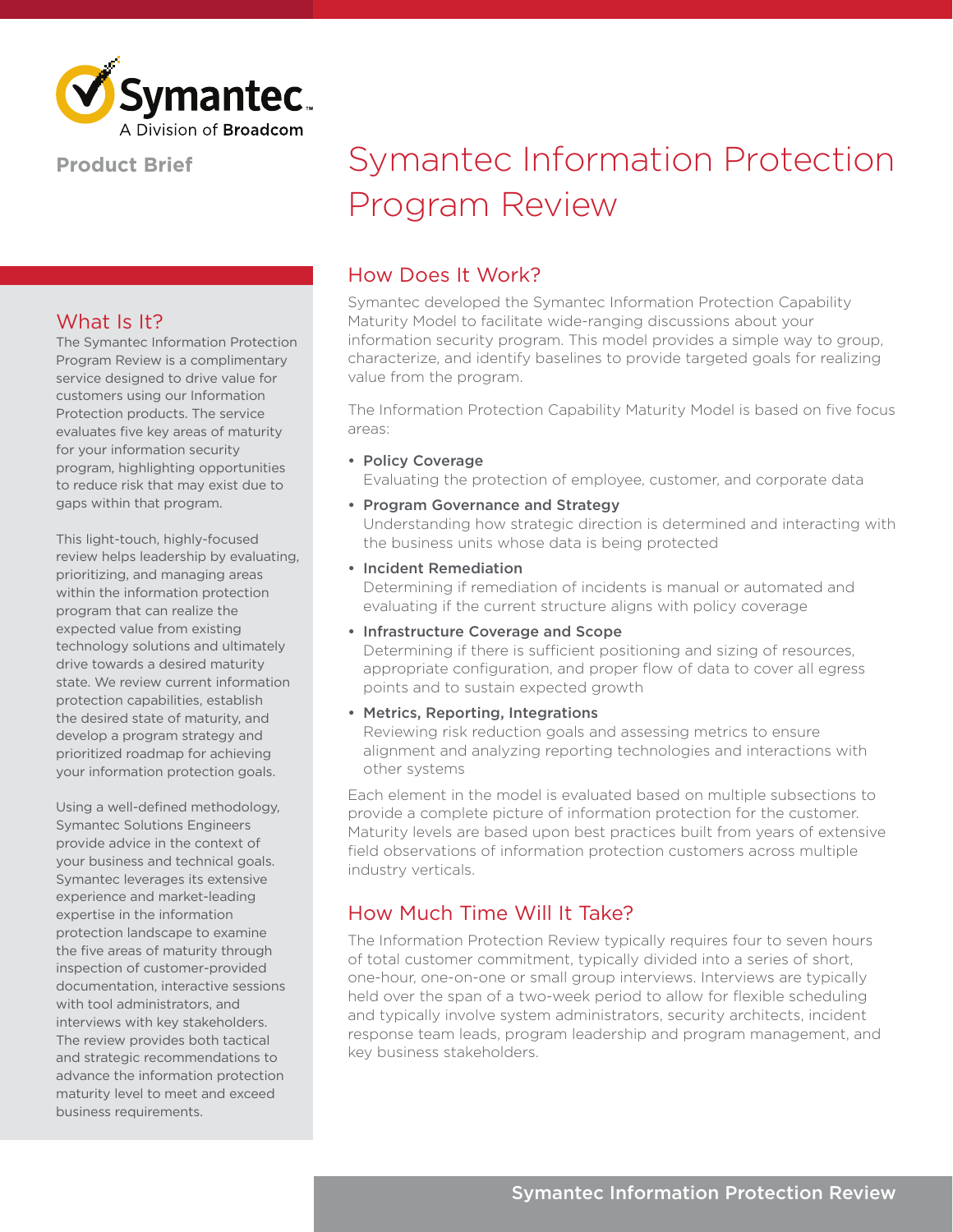**Product Brief**

# Symantec Information Protection Program Review

## What Is It?

The Symantec Information Protection Program Review is a complimentary service designed to drive value for customers using our Information Protection products. The service evaluates five key areas of maturity for your information security program, highlighting opportunities to reduce risk that may exist due to gaps within that program.

This light-touch, highly-focused review helps leadership by evaluating, prioritizing, and managing areas within the information protection program that can realize the expected value from existing technology solutions and ultimately drive towards a desired maturity state. We review current information protection capabilities, establish the desired state of maturity, and develop a program strategy and prioritized roadmap for achieving your information protection goals.

Using a well-defined methodology, Symantec Solutions Engineers provide advice in the context of your business and technical goals. Symantec leverages its extensive experience and market-leading expertise in the information protection landscape to examine the five areas of maturity through inspection of customer-provided documentation, interactive sessions with tool administrators, and interviews with key stakeholders. The review provides both tactical and strategic recommendations to advance the information protection maturity level to meet and exceed business requirements.

## How Does It Work?

Symantec developed the Symantec Information Protection Capability Maturity Model to facilitate wide-ranging discussions about your information security program. This model provides a simple way to group, characterize, and identify baselines to provide targeted goals for realizing value from the program.

The Information Protection Capability Maturity Model is based on five focus areas:

- **Policy Coverage**
  Evaluating the protection of employee, customer, and corporate data
- **Program Governance and Strategy**
  Understanding how strategic direction is determined and interacting with the business units whose data is being protected
- **Incident Remediation**
  Determining if remediation of incidents is manual or automated and evaluating if the current structure aligns with policy coverage
- **Infrastructure Coverage and Scope**
  Determining if there is sufficient positioning and sizing of resources, appropriate configuration, and proper flow of data to cover all egress points and to sustain expected growth
- **Metrics, Reporting, Integrations**
  Reviewing risk reduction goals and assessing metrics to ensure alignment and analyzing reporting technologies and interactions with other systems

Each element in the model is evaluated based on multiple subsections to provide a complete picture of information protection for the customer. Maturity levels are based upon best practices built from years of extensive field observations of information protection customers across multiple industry verticals.

## How Much Time Will It Take?

The Information Protection Review typically requires four to seven hours of total customer commitment, typically divided into a series of short, one-hour, one-on-one or small group interviews. Interviews are typically held over the span of a two-week period to allow for flexible scheduling and typically involve system administrators, security architects, incident response team leads, program leadership and program management, and key business stakeholders.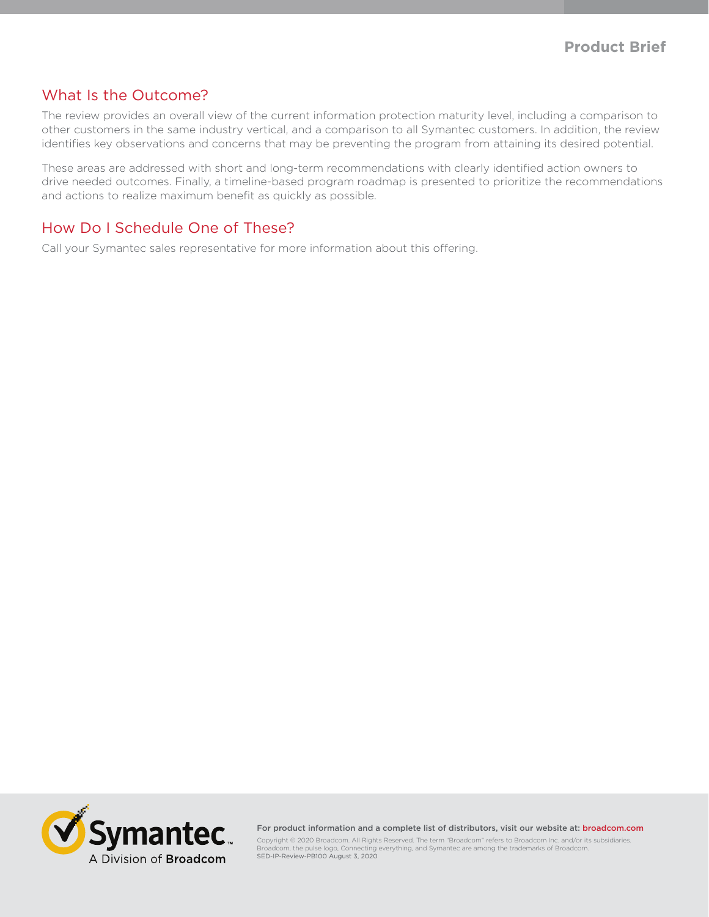## What Is the Outcome?

The review provides an overall view of the current information protection maturity level, including a comparison to other customers in the same industry vertical, and a comparison to all Symantec customers. In addition, the review identifies key observations and concerns that may be preventing the program from attaining its desired potential.

These areas are addressed with short and long-term recommendations with clearly identified action owners to drive needed outcomes. Finally, a timeline-based program roadmap is presented to prioritize the recommendations and actions to realize maximum benefit as quickly as possible.

## How Do I Schedule One of These?

Call your Symantec sales representative for more information about this offering.

For product information and a complete list of distributors, visit our website at: broadcom.com

Copyright © 2020 Broadcom. All Rights Reserved. The term "Broadcom" refers to Broadcom Inc. and/or its subsidiaries. Broadcom, the pulse logo, Connecting everything, and Symantec are among the trademarks of Broadcom.
SED-IP-Review-PB100 August 3, 2020